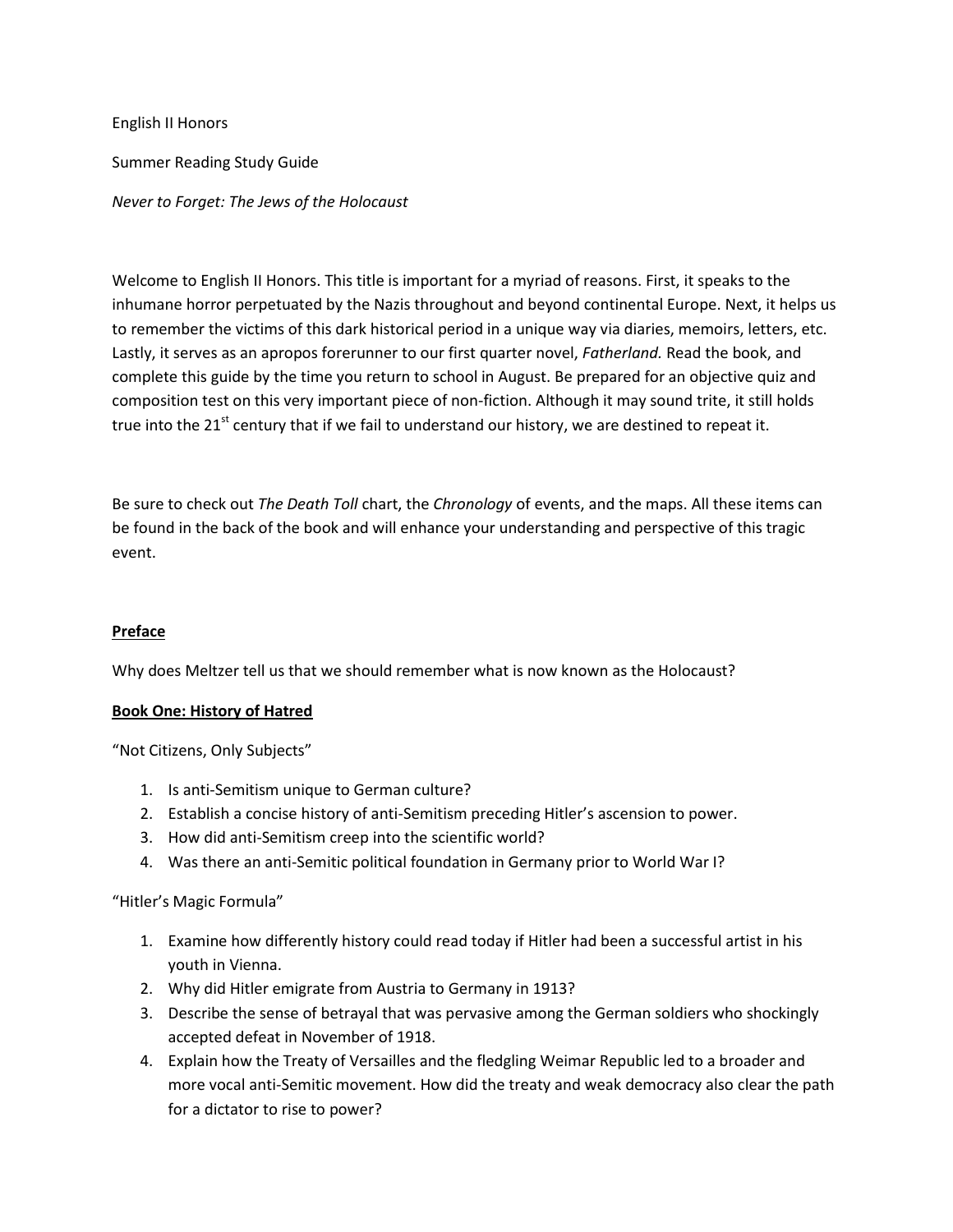English II Honors

Summer Reading Study Guide

*Never to Forget: The Jews of the Holocaust*

Welcome to English II Honors. This title is important for a myriad of reasons. First, it speaks to the inhumane horror perpetuated by the Nazis throughout and beyond continental Europe. Next, it helps us to remember the victims of this dark historical period in a unique way via diaries, memoirs, letters, etc. Lastly, it serves as an apropos forerunner to our first quarter novel, *Fatherland.* Read the book, and complete this guide by the time you return to school in August. Be prepared for an objective quiz and composition test on this very important piece of non-fiction. Although it may sound trite, it still holds true into the 21st century that if we fail to understand our history, we are destined to repeat it.

Be sure to check out *The Death Toll* chart, the *Chronology* of events, and the maps. All these items can be found in the back of the book and will enhance your understanding and perspective of this tragic event.

## Preface

Why does Meltzer tell us that we should remember what is now known as the Holocaust?

## Book One: History of Hatred

"Not Citizens, Only Subjects"

1. Is anti-Semitism unique to German culture?
2. Establish a concise history of anti-Semitism preceding Hitler's ascension to power.
3. How did anti-Semitism creep into the scientific world?
4. Was there an anti-Semitic political foundation in Germany prior to World War I?

"Hitler's Magic Formula"

1. Examine how differently history could read today if Hitler had been a successful artist in his youth in Vienna.
2. Why did Hitler emigrate from Austria to Germany in 1913?
3. Describe the sense of betrayal that was pervasive among the German soldiers who shockingly accepted defeat in November of 1918.
4. Explain how the Treaty of Versailles and the fledgling Weimar Republic led to a broader and more vocal anti-Semitic movement. How did the treaty and weak democracy also clear the path for a dictator to rise to power?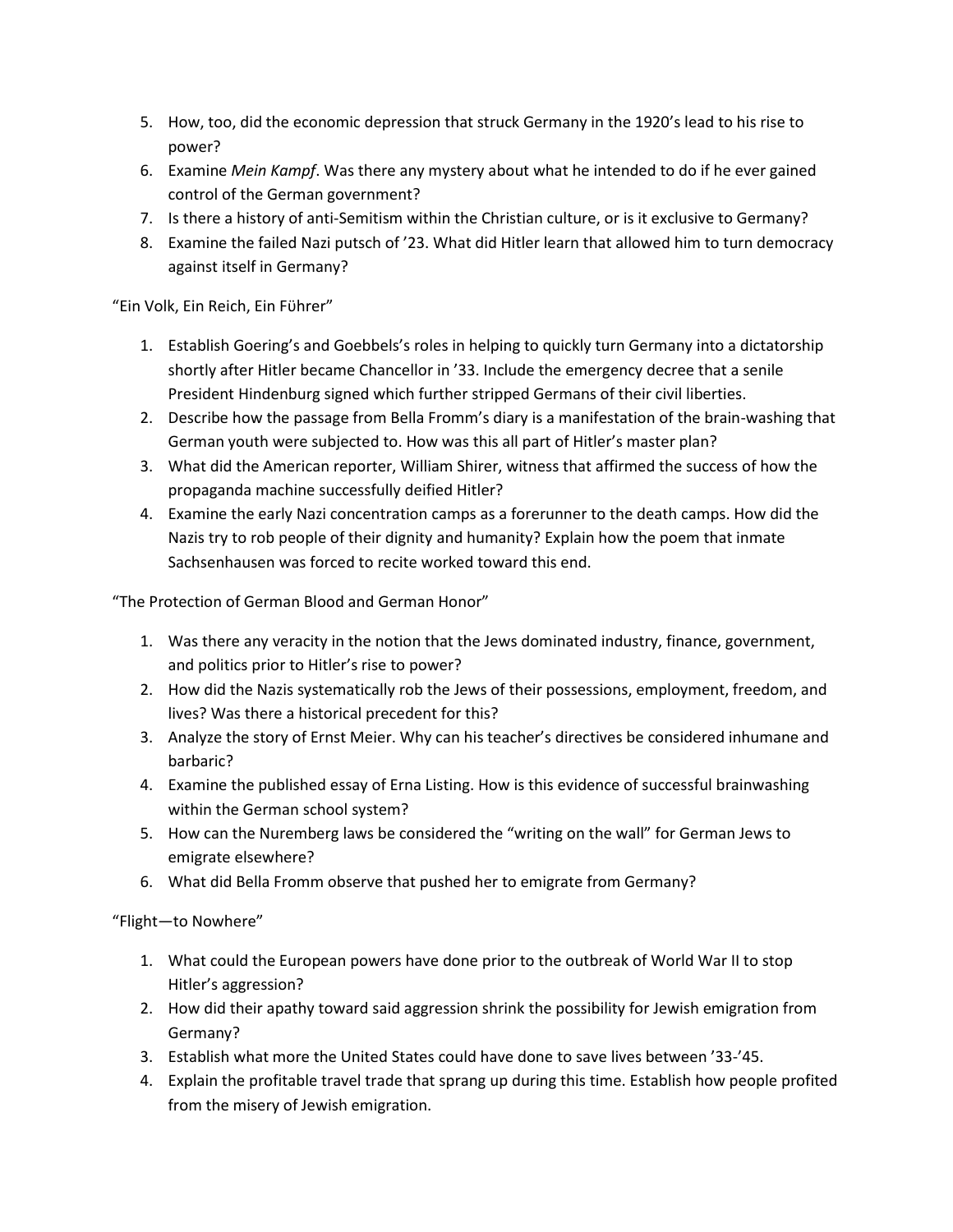5. How, too, did the economic depression that struck Germany in the 1920's lead to his rise to power?
6. Examine *Mein Kampf*. Was there any mystery about what he intended to do if he ever gained control of the German government?
7. Is there a history of anti-Semitism within the Christian culture, or is it exclusive to Germany?
8. Examine the failed Nazi putsch of '23. What did Hitler learn that allowed him to turn democracy against itself in Germany?

"Ein Volk, Ein Reich, Ein Führer"

1. Establish Goering's and Goebbels's roles in helping to quickly turn Germany into a dictatorship shortly after Hitler became Chancellor in '33. Include the emergency decree that a senile President Hindenburg signed which further stripped Germans of their civil liberties.
2. Describe how the passage from Bella Fromm's diary is a manifestation of the brain-washing that German youth were subjected to. How was this all part of Hitler's master plan?
3. What did the American reporter, William Shirer, witness that affirmed the success of how the propaganda machine successfully deified Hitler?
4. Examine the early Nazi concentration camps as a forerunner to the death camps. How did the Nazis try to rob people of their dignity and humanity? Explain how the poem that inmate Sachsenhausen was forced to recite worked toward this end.

"The Protection of German Blood and German Honor"

1. Was there any veracity in the notion that the Jews dominated industry, finance, government, and politics prior to Hitler's rise to power?
2. How did the Nazis systematically rob the Jews of their possessions, employment, freedom, and lives? Was there a historical precedent for this?
3. Analyze the story of Ernst Meier. Why can his teacher's directives be considered inhumane and barbaric?
4. Examine the published essay of Erna Listing. How is this evidence of successful brainwashing within the German school system?
5. How can the Nuremberg laws be considered the "writing on the wall" for German Jews to emigrate elsewhere?
6. What did Bella Fromm observe that pushed her to emigrate from Germany?

"Flight—to Nowhere"

1. What could the European powers have done prior to the outbreak of World War II to stop Hitler's aggression?
2. How did their apathy toward said aggression shrink the possibility for Jewish emigration from Germany?
3. Establish what more the United States could have done to save lives between '33-'45.
4. Explain the profitable travel trade that sprang up during this time. Establish how people profited from the misery of Jewish emigration.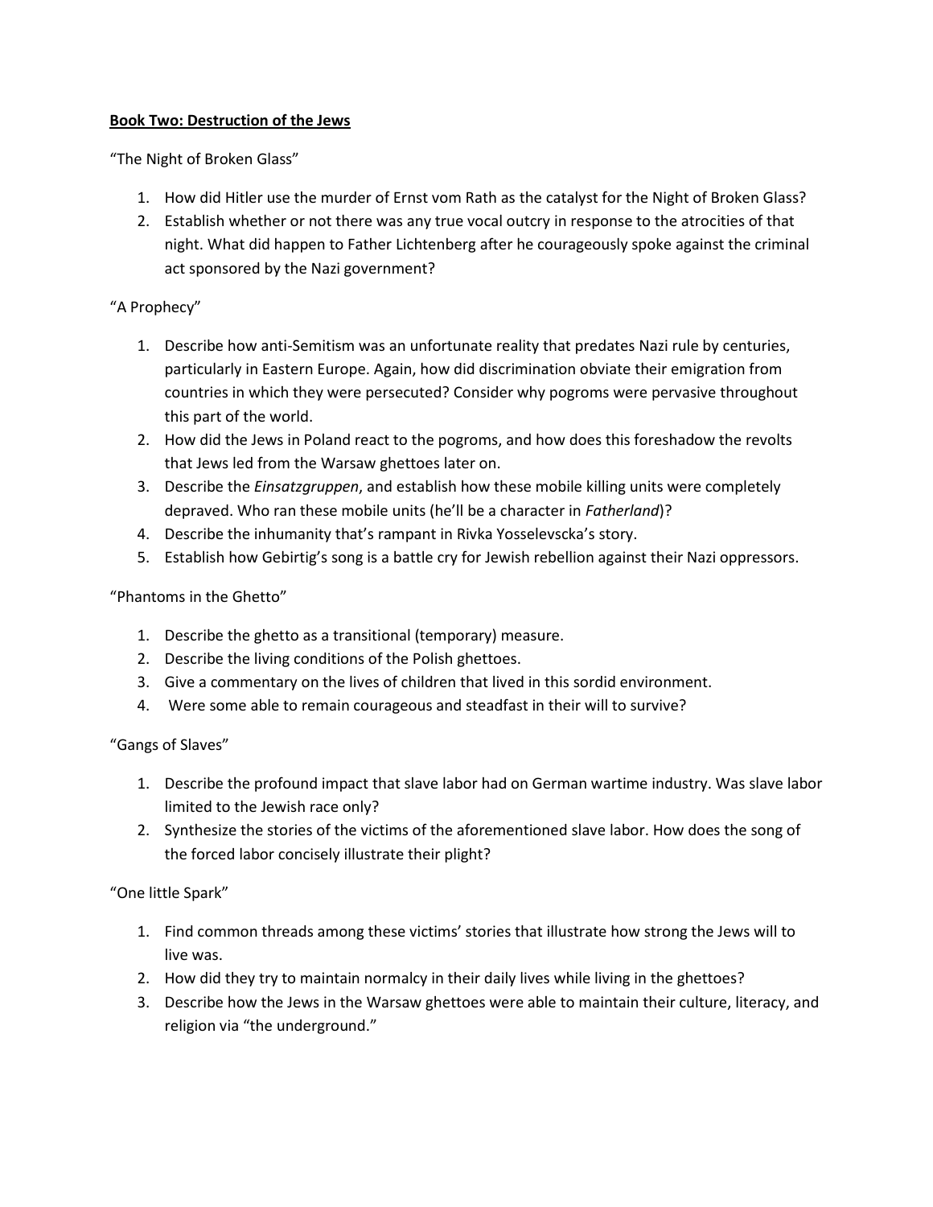**Book Two: Destruction of the Jews**

"The Night of Broken Glass"

1. How did Hitler use the murder of Ernst vom Rath as the catalyst for the Night of Broken Glass?
2. Establish whether or not there was any true vocal outcry in response to the atrocities of that night. What did happen to Father Lichtenberg after he courageously spoke against the criminal act sponsored by the Nazi government?

"A Prophecy"

1. Describe how anti-Semitism was an unfortunate reality that predates Nazi rule by centuries, particularly in Eastern Europe. Again, how did discrimination obviate their emigration from countries in which they were persecuted? Consider why pogroms were pervasive throughout this part of the world.
2. How did the Jews in Poland react to the pogroms, and how does this foreshadow the revolts that Jews led from the Warsaw ghettoes later on.
3. Describe the *Einsatzgruppen*, and establish how these mobile killing units were completely depraved. Who ran these mobile units (he'll be a character in *Fatherland*)?
4. Describe the inhumanity that's rampant in Rivka Yosselevscka's story.
5. Establish how Gebirtig's song is a battle cry for Jewish rebellion against their Nazi oppressors.

"Phantoms in the Ghetto"

1. Describe the ghetto as a transitional (temporary) measure.
2. Describe the living conditions of the Polish ghettoes.
3. Give a commentary on the lives of children that lived in this sordid environment.
4. Were some able to remain courageous and steadfast in their will to survive?

"Gangs of Slaves"

1. Describe the profound impact that slave labor had on German wartime industry. Was slave labor limited to the Jewish race only?
2. Synthesize the stories of the victims of the aforementioned slave labor. How does the song of the forced labor concisely illustrate their plight?

"One little Spark"

1. Find common threads among these victims' stories that illustrate how strong the Jews will to live was.
2. How did they try to maintain normalcy in their daily lives while living in the ghettoes?
3. Describe how the Jews in the Warsaw ghettoes were able to maintain their culture, literacy, and religion via "the underground."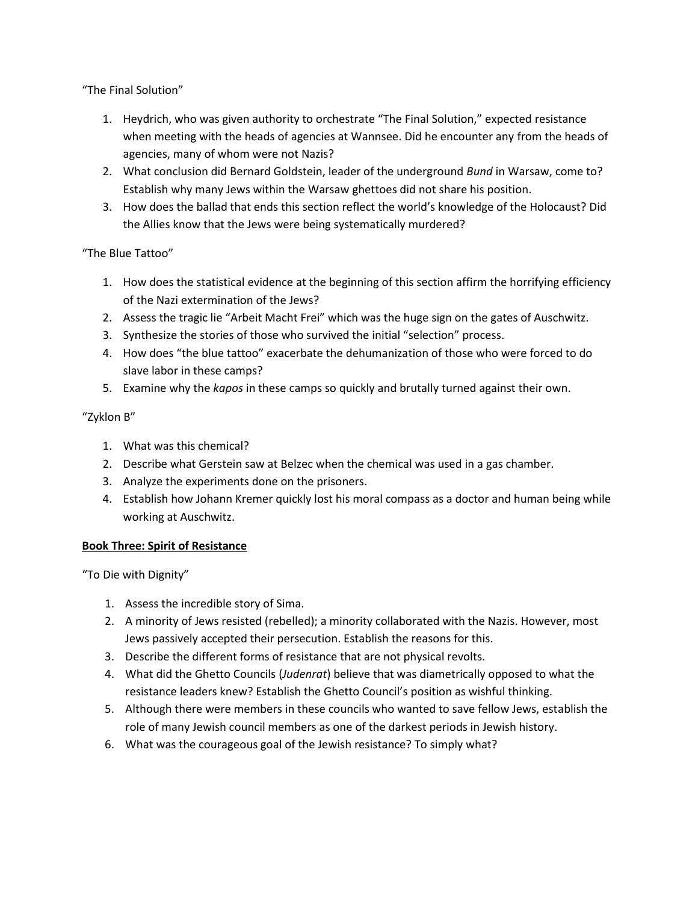"The Final Solution"

1. Heydrich, who was given authority to orchestrate "The Final Solution," expected resistance when meeting with the heads of agencies at Wannsee. Did he encounter any from the heads of agencies, many of whom were not Nazis?
2. What conclusion did Bernard Goldstein, leader of the underground *Bund* in Warsaw, come to? Establish why many Jews within the Warsaw ghettoes did not share his position.
3. How does the ballad that ends this section reflect the world's knowledge of the Holocaust? Did the Allies know that the Jews were being systematically murdered?

"The Blue Tattoo"

1. How does the statistical evidence at the beginning of this section affirm the horrifying efficiency of the Nazi extermination of the Jews?
2. Assess the tragic lie "Arbeit Macht Frei" which was the huge sign on the gates of Auschwitz.
3. Synthesize the stories of those who survived the initial "selection" process.
4. How does "the blue tattoo" exacerbate the dehumanization of those who were forced to do slave labor in these camps?
5. Examine why the *kapos* in these camps so quickly and brutally turned against their own.

"Zyklon B"

1. What was this chemical?
2. Describe what Gerstein saw at Belzec when the chemical was used in a gas chamber.
3. Analyze the experiments done on the prisoners.
4. Establish how Johann Kremer quickly lost his moral compass as a doctor and human being while working at Auschwitz.

**Book Three: Spirit of Resistance**

"To Die with Dignity"

1. Assess the incredible story of Sima.
2. A minority of Jews resisted (rebelled); a minority collaborated with the Nazis. However, most Jews passively accepted their persecution. Establish the reasons for this.
3. Describe the different forms of resistance that are not physical revolts.
4. What did the Ghetto Councils (*Judenrat*) believe that was diametrically opposed to what the resistance leaders knew? Establish the Ghetto Council's position as wishful thinking.
5. Although there were members in these councils who wanted to save fellow Jews, establish the role of many Jewish council members as one of the darkest periods in Jewish history.
6. What was the courageous goal of the Jewish resistance? To simply what?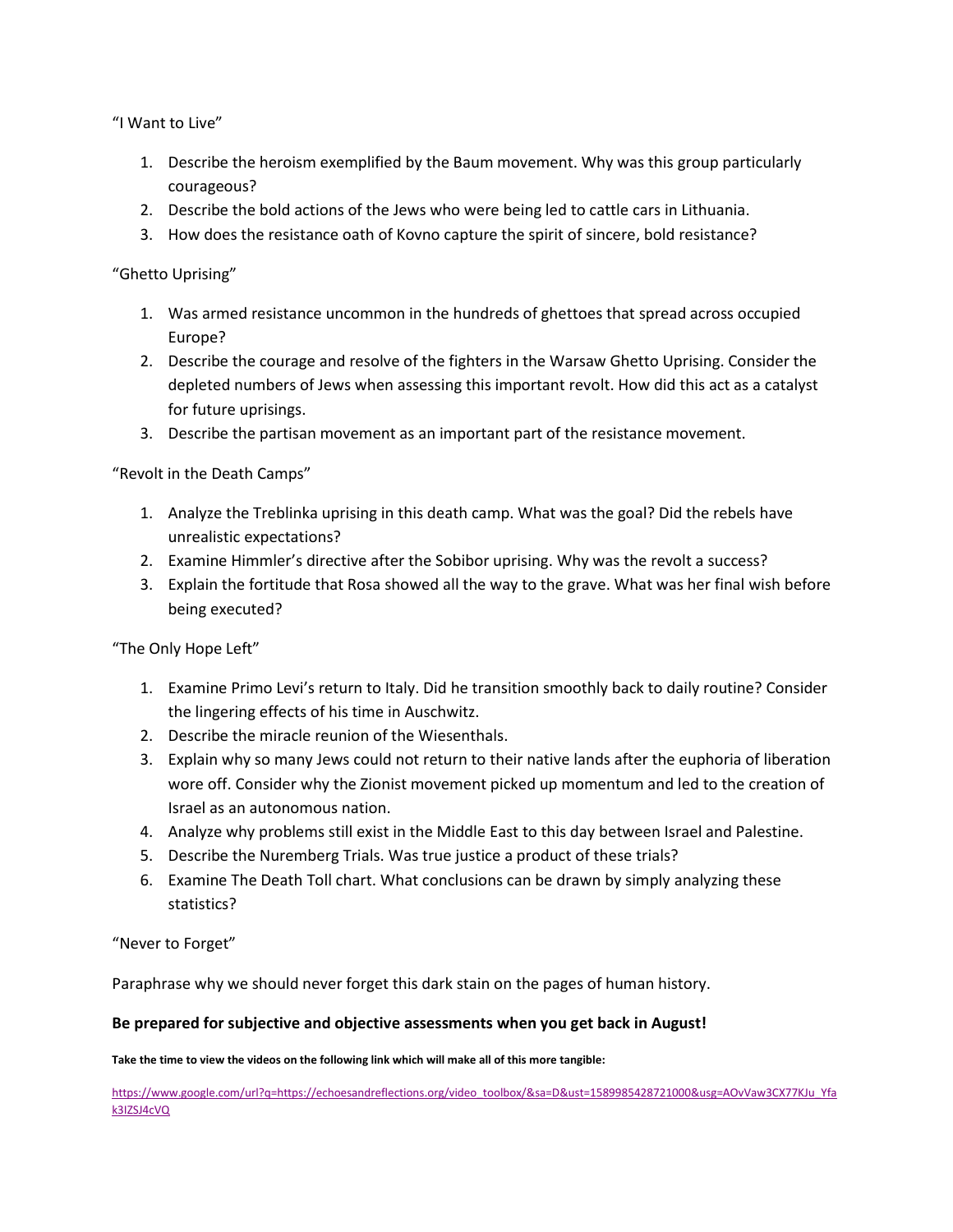"I Want to Live"

1. Describe the heroism exemplified by the Baum movement. Why was this group particularly courageous?
2. Describe the bold actions of the Jews who were being led to cattle cars in Lithuania.
3. How does the resistance oath of Kovno capture the spirit of sincere, bold resistance?

"Ghetto Uprising"

1. Was armed resistance uncommon in the hundreds of ghettoes that spread across occupied Europe?
2. Describe the courage and resolve of the fighters in the Warsaw Ghetto Uprising. Consider the depleted numbers of Jews when assessing this important revolt. How did this act as a catalyst for future uprisings.
3. Describe the partisan movement as an important part of the resistance movement.

"Revolt in the Death Camps"

1. Analyze the Treblinka uprising in this death camp. What was the goal? Did the rebels have unrealistic expectations?
2. Examine Himmler's directive after the Sobibor uprising. Why was the revolt a success?
3. Explain the fortitude that Rosa showed all the way to the grave. What was her final wish before being executed?

"The Only Hope Left"

1. Examine Primo Levi's return to Italy. Did he transition smoothly back to daily routine? Consider the lingering effects of his time in Auschwitz.
2. Describe the miracle reunion of the Wiesenthals.
3. Explain why so many Jews could not return to their native lands after the euphoria of liberation wore off. Consider why the Zionist movement picked up momentum and led to the creation of Israel as an autonomous nation.
4. Analyze why problems still exist in the Middle East to this day between Israel and Palestine.
5. Describe the Nuremberg Trials. Was true justice a product of these trials?
6. Examine The Death Toll chart. What conclusions can be drawn by simply analyzing these statistics?

"Never to Forget"

Paraphrase why we should never forget this dark stain on the pages of human history.

**Be prepared for subjective and objective assessments when you get back in August!**

**Take the time to view the videos on the following link which will make all of this more tangible:**

https://www.google.com/url?q=https://echoesandreflections.org/video_toolbox/&sa=D&ust=1589985428721000&usg=AOvVaw3CX77KJu_Yfak3IZSJ4cVQ